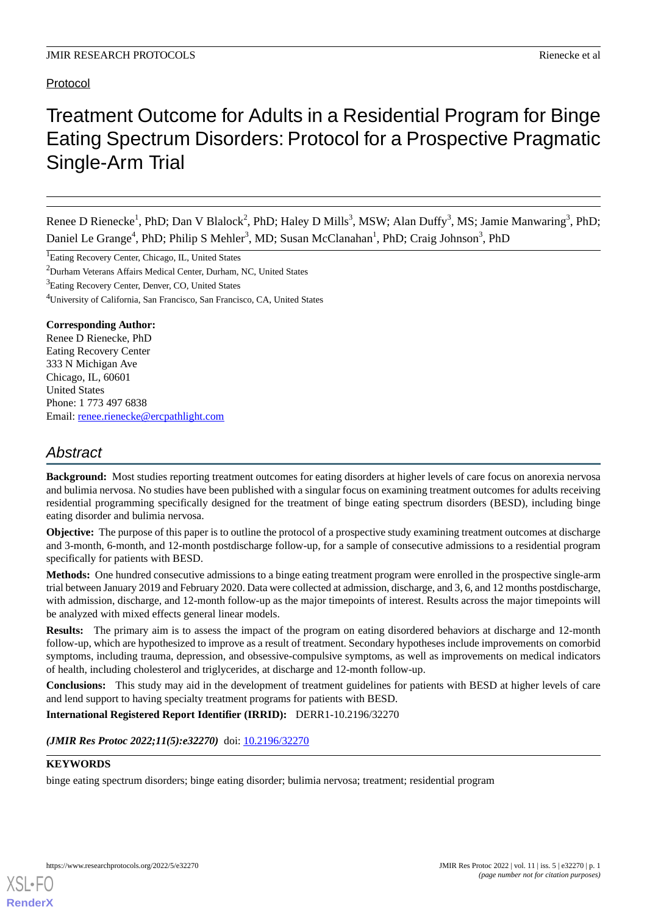Protocol

# Treatment Outcome for Adults in a Residential Program for Binge Eating Spectrum Disorders: Protocol for a Prospective Pragmatic Single-Arm Trial

Renee D Rienecke[1], PhD; Dan V Blalock[2], PhD; Haley D Mills[3], MSW; Alan Duffy[3], MS; Jamie Manwaring[3], PhD; Daniel Le Grange[4], PhD; Philip S Mehler[3], MD; Susan McClanahan[1], PhD; Craig Johnson[3], PhD

[1]Eating Recovery Center, Chicago, IL, United States

[2]Durham Veterans Affairs Medical Center, Durham, NC, United States

[3]Eating Recovery Center, Denver, CO, United States

[4]University of California, San Francisco, San Francisco, CA, United States

**Corresponding Author:**
Renee D Rienecke, PhD
Eating Recovery Center
333 N Michigan Ave
Chicago, IL, 60601
United States
Phone: 1 773 497 6838
Email: renee.rienecke@ercpathlight.com

## Abstract

**Background:** Most studies reporting treatment outcomes for eating disorders at higher levels of care focus on anorexia nervosa and bulimia nervosa. No studies have been published with a singular focus on examining treatment outcomes for adults receiving residential programming specifically designed for the treatment of binge eating spectrum disorders (BESD), including binge eating disorder and bulimia nervosa.

**Objective:** The purpose of this paper is to outline the protocol of a prospective study examining treatment outcomes at discharge and 3-month, 6-month, and 12-month postdischarge follow-up, for a sample of consecutive admissions to a residential program specifically for patients with BESD.

**Methods:** One hundred consecutive admissions to a binge eating treatment program were enrolled in the prospective single-arm trial between January 2019 and February 2020. Data were collected at admission, discharge, and 3, 6, and 12 months postdischarge, with admission, discharge, and 12-month follow-up as the major timepoints of interest. Results across the major timepoints will be analyzed with mixed effects general linear models.

**Results:** The primary aim is to assess the impact of the program on eating disordered behaviors at discharge and 12-month follow-up, which are hypothesized to improve as a result of treatment. Secondary hypotheses include improvements on comorbid symptoms, including trauma, depression, and obsessive-compulsive symptoms, as well as improvements on medical indicators of health, including cholesterol and triglycerides, at discharge and 12-month follow-up.

**Conclusions:** This study may aid in the development of treatment guidelines for patients with BESD at higher levels of care and lend support to having specialty treatment programs for patients with BESD.

**International Registered Report Identifier (IRRID):** DERR1-10.2196/32270

***(JMIR Res Protoc 2022;11(5):e32270)*** doi: 10.2196/32270

**KEYWORDS**

binge eating spectrum disorders; binge eating disorder; bulimia nervosa; treatment; residential program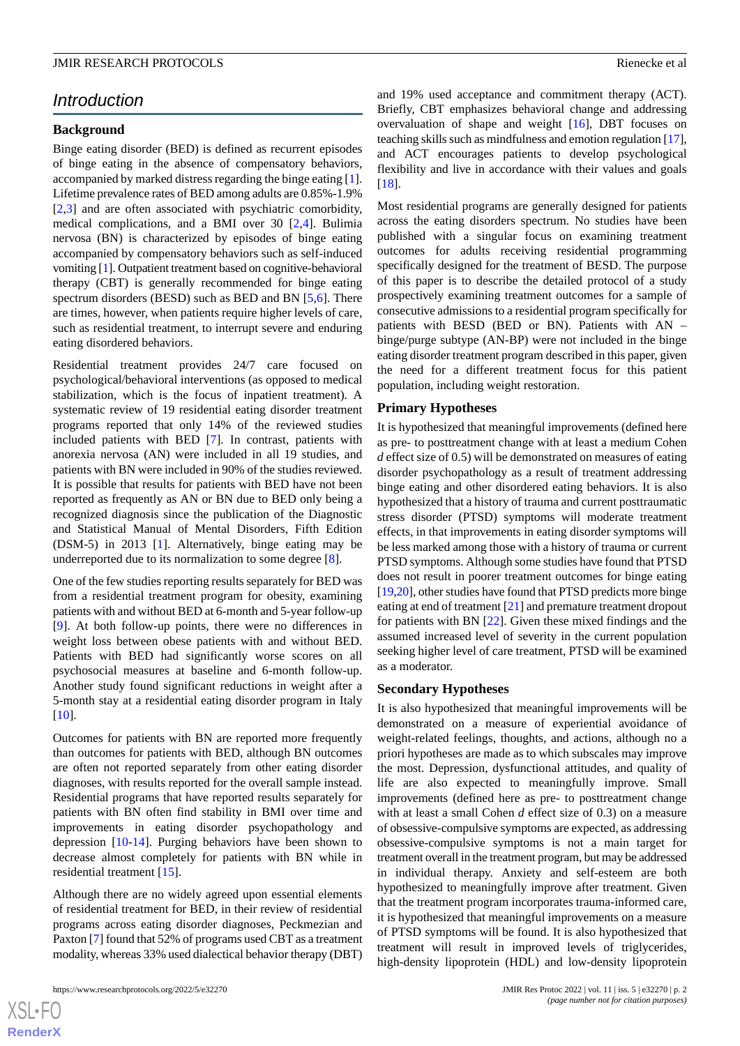## Introduction

### Background

Binge eating disorder (BED) is defined as recurrent episodes of binge eating in the absence of compensatory behaviors, accompanied by marked distress regarding the binge eating [1]. Lifetime prevalence rates of BED among adults are 0.85%-1.9% [2,3] and are often associated with psychiatric comorbidity, medical complications, and a BMI over 30 [2,4]. Bulimia nervosa (BN) is characterized by episodes of binge eating accompanied by compensatory behaviors such as self-induced vomiting [1]. Outpatient treatment based on cognitive-behavioral therapy (CBT) is generally recommended for binge eating spectrum disorders (BESD) such as BED and BN [5,6]. There are times, however, when patients require higher levels of care, such as residential treatment, to interrupt severe and enduring eating disordered behaviors.

Residential treatment provides 24/7 care focused on psychological/behavioral interventions (as opposed to medical stabilization, which is the focus of inpatient treatment). A systematic review of 19 residential eating disorder treatment programs reported that only 14% of the reviewed studies included patients with BED [7]. In contrast, patients with anorexia nervosa (AN) were included in all 19 studies, and patients with BN were included in 90% of the studies reviewed. It is possible that results for patients with BED have not been reported as frequently as AN or BN due to BED only being a recognized diagnosis since the publication of the Diagnostic and Statistical Manual of Mental Disorders, Fifth Edition (DSM-5) in 2013 [1]. Alternatively, binge eating may be underreported due to its normalization to some degree [8].

One of the few studies reporting results separately for BED was from a residential treatment program for obesity, examining patients with and without BED at 6-month and 5-year follow-up [9]. At both follow-up points, there were no differences in weight loss between obese patients with and without BED. Patients with BED had significantly worse scores on all psychosocial measures at baseline and 6-month follow-up. Another study found significant reductions in weight after a 5-month stay at a residential eating disorder program in Italy [10].

Outcomes for patients with BN are reported more frequently than outcomes for patients with BED, although BN outcomes are often not reported separately from other eating disorder diagnoses, with results reported for the overall sample instead. Residential programs that have reported results separately for patients with BN often find stability in BMI over time and improvements in eating disorder psychopathology and depression [10-14]. Purging behaviors have been shown to decrease almost completely for patients with BN while in residential treatment [15].

Although there are no widely agreed upon essential elements of residential treatment for BED, in their review of residential programs across eating disorder diagnoses, Peckmezian and Paxton [7] found that 52% of programs used CBT as a treatment modality, whereas 33% used dialectical behavior therapy (DBT) and 19% used acceptance and commitment therapy (ACT). Briefly, CBT emphasizes behavioral change and addressing overvaluation of shape and weight [16], DBT focuses on teaching skills such as mindfulness and emotion regulation [17], and ACT encourages patients to develop psychological flexibility and live in accordance with their values and goals [18].

Most residential programs are generally designed for patients across the eating disorders spectrum. No studies have been published with a singular focus on examining treatment outcomes for adults receiving residential programming specifically designed for the treatment of BESD. The purpose of this paper is to describe the detailed protocol of a study prospectively examining treatment outcomes for a sample of consecutive admissions to a residential program specifically for patients with BESD (BED or BN). Patients with AN – binge/purge subtype (AN-BP) were not included in the binge eating disorder treatment program described in this paper, given the need for a different treatment focus for this patient population, including weight restoration.

### Primary Hypotheses

It is hypothesized that meaningful improvements (defined here as pre- to posttreatment change with at least a medium Cohen *d* effect size of 0.5) will be demonstrated on measures of eating disorder psychopathology as a result of treatment addressing binge eating and other disordered eating behaviors. It is also hypothesized that a history of trauma and current posttraumatic stress disorder (PTSD) symptoms will moderate treatment effects, in that improvements in eating disorder symptoms will be less marked among those with a history of trauma or current PTSD symptoms. Although some studies have found that PTSD does not result in poorer treatment outcomes for binge eating [19,20], other studies have found that PTSD predicts more binge eating at end of treatment [21] and premature treatment dropout for patients with BN [22]. Given these mixed findings and the assumed increased level of severity in the current population seeking higher level of care treatment, PTSD will be examined as a moderator.

### Secondary Hypotheses

It is also hypothesized that meaningful improvements will be demonstrated on a measure of experiential avoidance of weight-related feelings, thoughts, and actions, although no a priori hypotheses are made as to which subscales may improve the most. Depression, dysfunctional attitudes, and quality of life are also expected to meaningfully improve. Small improvements (defined here as pre- to posttreatment change with at least a small Cohen *d* effect size of 0.3) on a measure of obsessive-compulsive symptoms are expected, as addressing obsessive-compulsive symptoms is not a main target for treatment overall in the treatment program, but may be addressed in individual therapy. Anxiety and self-esteem are both hypothesized to meaningfully improve after treatment. Given that the treatment program incorporates trauma-informed care, it is hypothesized that meaningful improvements on a measure of PTSD symptoms will be found. It is also hypothesized that treatment will result in improved levels of triglycerides, high-density lipoprotein (HDL) and low-density lipoprotein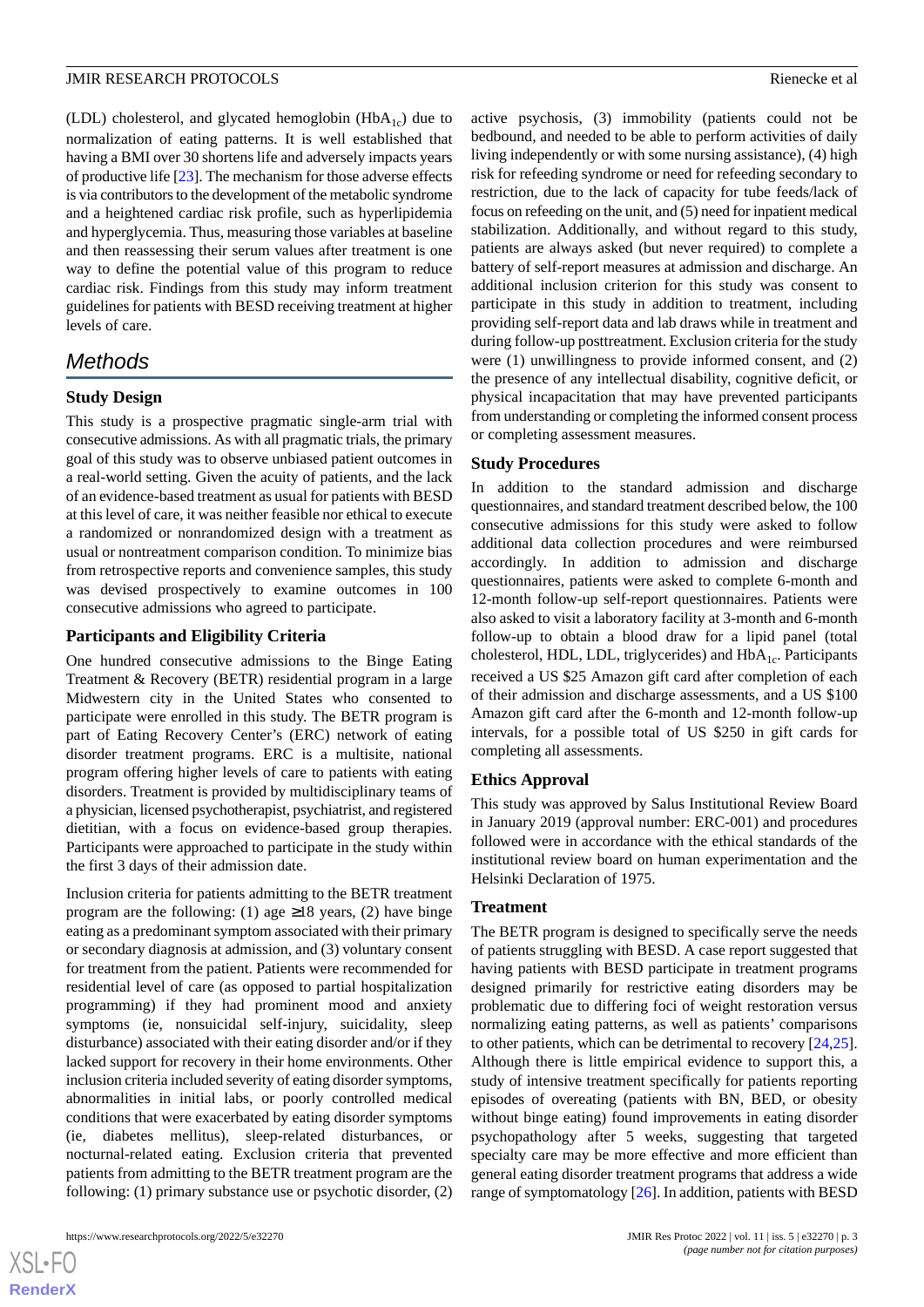(LDL) cholesterol, and glycated hemoglobin ($HbA_{1c}$) due to normalization of eating patterns. It is well established that having a BMI over 30 shortens life and adversely impacts years of productive life [23]. The mechanism for those adverse effects is via contributors to the development of the metabolic syndrome and a heightened cardiac risk profile, such as hyperlipidemia and hyperglycemia. Thus, measuring those variables at baseline and then reassessing their serum values after treatment is one way to define the potential value of this program to reduce cardiac risk. Findings from this study may inform treatment guidelines for patients with BESD receiving treatment at higher levels of care.

## Methods

### Study Design

This study is a prospective pragmatic single-arm trial with consecutive admissions. As with all pragmatic trials, the primary goal of this study was to observe unbiased patient outcomes in a real-world setting. Given the acuity of patients, and the lack of an evidence-based treatment as usual for patients with BESD at this level of care, it was neither feasible nor ethical to execute a randomized or nonrandomized design with a treatment as usual or nontreatment comparison condition. To minimize bias from retrospective reports and convenience samples, this study was devised prospectively to examine outcomes in 100 consecutive admissions who agreed to participate.

### Participants and Eligibility Criteria

One hundred consecutive admissions to the Binge Eating Treatment & Recovery (BETR) residential program in a large Midwestern city in the United States who consented to participate were enrolled in this study. The BETR program is part of Eating Recovery Center's (ERC) network of eating disorder treatment programs. ERC is a multisite, national program offering higher levels of care to patients with eating disorders. Treatment is provided by multidisciplinary teams of a physician, licensed psychotherapist, psychiatrist, and registered dietitian, with a focus on evidence-based group therapies. Participants were approached to participate in the study within the first 3 days of their admission date.

Inclusion criteria for patients admitting to the BETR treatment program are the following: (1) age ≥18 years, (2) have binge eating as a predominant symptom associated with their primary or secondary diagnosis at admission, and (3) voluntary consent for treatment from the patient. Patients were recommended for residential level of care (as opposed to partial hospitalization programming) if they had prominent mood and anxiety symptoms (ie, nonsuicidal self-injury, suicidality, sleep disturbance) associated with their eating disorder and/or if they lacked support for recovery in their home environments. Other inclusion criteria included severity of eating disorder symptoms, abnormalities in initial labs, or poorly controlled medical conditions that were exacerbated by eating disorder symptoms (ie, diabetes mellitus), sleep-related disturbances, or nocturnal-related eating. Exclusion criteria that prevented patients from admitting to the BETR treatment program are the following: (1) primary substance use or psychotic disorder, (2) active psychosis, (3) immobility (patients could not be bedbound, and needed to be able to perform activities of daily living independently or with some nursing assistance), (4) high risk for refeeding syndrome or need for refeeding secondary to restriction, due to the lack of capacity for tube feeds/lack of focus on refeeding on the unit, and (5) need for inpatient medical stabilization. Additionally, and without regard to this study, patients are always asked (but never required) to complete a battery of self-report measures at admission and discharge. An additional inclusion criterion for this study was consent to participate in this study in addition to treatment, including providing self-report data and lab draws while in treatment and during follow-up posttreatment. Exclusion criteria for the study were (1) unwillingness to provide informed consent, and (2) the presence of any intellectual disability, cognitive deficit, or physical incapacitation that may have prevented participants from understanding or completing the informed consent process or completing assessment measures.

### Study Procedures

In addition to the standard admission and discharge questionnaires, and standard treatment described below, the 100 consecutive admissions for this study were asked to follow additional data collection procedures and were reimbursed accordingly. In addition to admission and discharge questionnaires, patients were asked to complete 6-month and 12-month follow-up self-report questionnaires. Patients were also asked to visit a laboratory facility at 3-month and 6-month follow-up to obtain a blood draw for a lipid panel (total cholesterol, HDL, LDL, triglycerides) and $HbA_{1c}$. Participants received a US $25 Amazon gift card after completion of each of their admission and discharge assessments, and a US $100 Amazon gift card after the 6-month and 12-month follow-up intervals, for a possible total of US $250 in gift cards for completing all assessments.

### Ethics Approval

This study was approved by Salus Institutional Review Board in January 2019 (approval number: ERC-001) and procedures followed were in accordance with the ethical standards of the institutional review board on human experimentation and the Helsinki Declaration of 1975.

### Treatment

The BETR program is designed to specifically serve the needs of patients struggling with BESD. A case report suggested that having patients with BESD participate in treatment programs designed primarily for restrictive eating disorders may be problematic due to differing foci of weight restoration versus normalizing eating patterns, as well as patients' comparisons to other patients, which can be detrimental to recovery [24,25]. Although there is little empirical evidence to support this, a study of intensive treatment specifically for patients reporting episodes of overeating (patients with BN, BED, or obesity without binge eating) found improvements in eating disorder psychopathology after 5 weeks, suggesting that targeted specialty care may be more effective and more efficient than general eating disorder treatment programs that address a wide range of symptomatology [26]. In addition, patients with BESD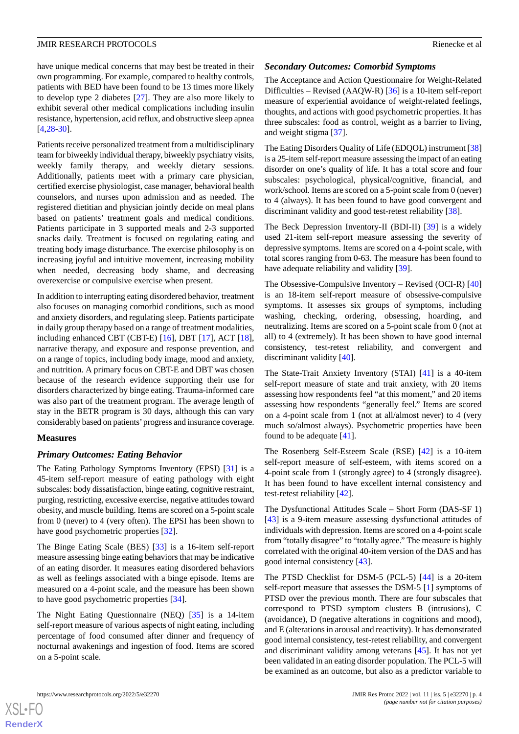have unique medical concerns that may best be treated in their own programming. For example, compared to healthy controls, patients with BED have been found to be 13 times more likely to develop type 2 diabetes [27]. They are also more likely to exhibit several other medical complications including insulin resistance, hypertension, acid reflux, and obstructive sleep apnea [4,28-30].

Patients receive personalized treatment from a multidisciplinary team for biweekly individual therapy, biweekly psychiatry visits, weekly family therapy, and weekly dietary sessions. Additionally, patients meet with a primary care physician, certified exercise physiologist, case manager, behavioral health counselors, and nurses upon admission and as needed. The registered dietitian and physician jointly decide on meal plans based on patients' treatment goals and medical conditions. Patients participate in 3 supported meals and 2-3 supported snacks daily. Treatment is focused on regulating eating and treating body image disturbance. The exercise philosophy is on increasing joyful and intuitive movement, increasing mobility when needed, decreasing body shame, and decreasing overexercise or compulsive exercise when present.

In addition to interrupting eating disordered behavior, treatment also focuses on managing comorbid conditions, such as mood and anxiety disorders, and regulating sleep. Patients participate in daily group therapy based on a range of treatment modalities, including enhanced CBT (CBT-E) [16], DBT [17], ACT [18], narrative therapy, and exposure and response prevention, and on a range of topics, including body image, mood and anxiety, and nutrition. A primary focus on CBT-E and DBT was chosen because of the research evidence supporting their use for disorders characterized by binge eating. Trauma-informed care was also part of the treatment program. The average length of stay in the BETR program is 30 days, although this can vary considerably based on patients' progress and insurance coverage.

## Measures

### Primary Outcomes: Eating Behavior

The Eating Pathology Symptoms Inventory (EPSI) [31] is a 45-item self-report measure of eating pathology with eight subscales: body dissatisfaction, binge eating, cognitive restraint, purging, restricting, excessive exercise, negative attitudes toward obesity, and muscle building. Items are scored on a 5-point scale from 0 (never) to 4 (very often). The EPSI has been shown to have good psychometric properties [32].

The Binge Eating Scale (BES) [33] is a 16-item self-report measure assessing binge eating behaviors that may be indicative of an eating disorder. It measures eating disordered behaviors as well as feelings associated with a binge episode. Items are measured on a 4-point scale, and the measure has been shown to have good psychometric properties [34].

The Night Eating Questionnaire (NEQ) [35] is a 14-item self-report measure of various aspects of night eating, including percentage of food consumed after dinner and frequency of nocturnal awakenings and ingestion of food. Items are scored on a 5-point scale.

### Secondary Outcomes: Comorbid Symptoms

The Acceptance and Action Questionnaire for Weight-Related Difficulties – Revised (AAQW-R) [36] is a 10-item self-report measure of experiential avoidance of weight-related feelings, thoughts, and actions with good psychometric properties. It has three subscales: food as control, weight as a barrier to living, and weight stigma [37].

The Eating Disorders Quality of Life (EDQOL) instrument [38] is a 25-item self-report measure assessing the impact of an eating disorder on one's quality of life. It has a total score and four subscales: psychological, physical/cognitive, financial, and work/school. Items are scored on a 5-point scale from 0 (never) to 4 (always). It has been found to have good convergent and discriminant validity and good test-retest reliability [38].

The Beck Depression Inventory-II (BDI-II) [39] is a widely used 21-item self-report measure assessing the severity of depressive symptoms. Items are scored on a 4-point scale, with total scores ranging from 0-63. The measure has been found to have adequate reliability and validity [39].

The Obsessive-Compulsive Inventory – Revised (OCI-R) [40] is an 18-item self-report measure of obsessive-compulsive symptoms. It assesses six groups of symptoms, including washing, checking, ordering, obsessing, hoarding, and neutralizing. Items are scored on a 5-point scale from 0 (not at all) to 4 (extremely). It has been shown to have good internal consistency, test-retest reliability, and convergent and discriminant validity [40].

The State-Trait Anxiety Inventory (STAI) [41] is a 40-item self-report measure of state and trait anxiety, with 20 items assessing how respondents feel "at this moment," and 20 items assessing how respondents "generally feel." Items are scored on a 4-point scale from 1 (not at all/almost never) to 4 (very much so/almost always). Psychometric properties have been found to be adequate [41].

The Rosenberg Self-Esteem Scale (RSE) [42] is a 10-item self-report measure of self-esteem, with items scored on a 4-point scale from 1 (strongly agree) to 4 (strongly disagree). It has been found to have excellent internal consistency and test-retest reliability [42].

The Dysfunctional Attitudes Scale – Short Form (DAS-SF 1) [43] is a 9-item measure assessing dysfunctional attitudes of individuals with depression. Items are scored on a 4-point scale from "totally disagree" to "totally agree." The measure is highly correlated with the original 40-item version of the DAS and has good internal consistency [43].

The PTSD Checklist for DSM-5 (PCL-5) [44] is a 20-item self-report measure that assesses the DSM-5 [1] symptoms of PTSD over the previous month. There are four subscales that correspond to PTSD symptom clusters B (intrusions), C (avoidance), D (negative alterations in cognitions and mood), and E (alterations in arousal and reactivity). It has demonstrated good internal consistency, test-retest reliability, and convergent and discriminant validity among veterans [45]. It has not yet been validated in an eating disorder population. The PCL-5 will be examined as an outcome, but also as a predictor variable to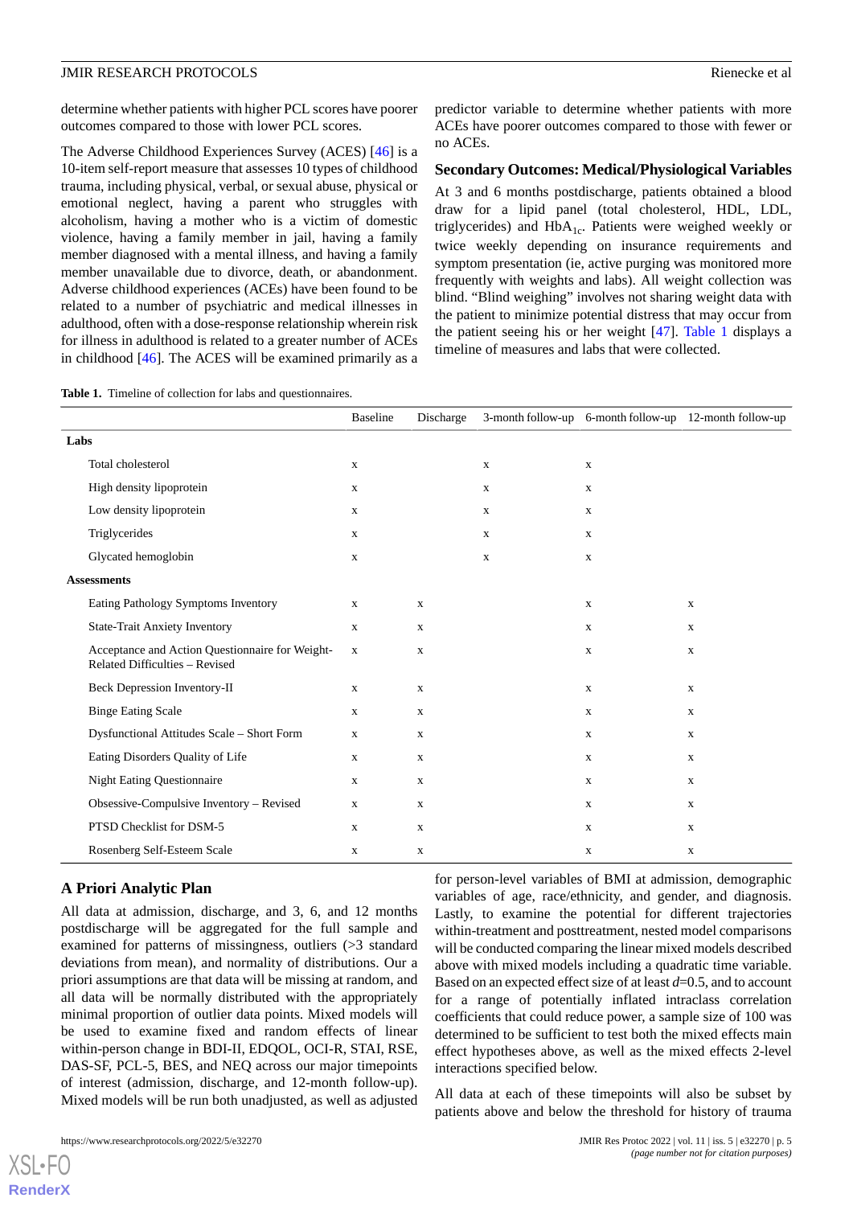determine whether patients with higher PCL scores have poorer outcomes compared to those with lower PCL scores.

The Adverse Childhood Experiences Survey (ACES) [46] is a 10-item self-report measure that assesses 10 types of childhood trauma, including physical, verbal, or sexual abuse, physical or emotional neglect, having a parent who struggles with alcoholism, having a mother who is a victim of domestic violence, having a family member in jail, having a family member diagnosed with a mental illness, and having a family member unavailable due to divorce, death, or abandonment. Adverse childhood experiences (ACEs) have been found to be related to a number of psychiatric and medical illnesses in adulthood, often with a dose-response relationship wherein risk for illness in adulthood is related to a greater number of ACEs in childhood [46]. The ACES will be examined primarily as a predictor variable to determine whether patients with more ACEs have poorer outcomes compared to those with fewer or no ACEs.

### Secondary Outcomes: Medical/Physiological Variables

At 3 and 6 months postdischarge, patients obtained a blood draw for a lipid panel (total cholesterol, HDL, LDL, triglycerides) and $HbA_{1c}$. Patients were weighed weekly or twice weekly depending on insurance requirements and symptom presentation (ie, active purging was monitored more frequently with weights and labs). All weight collection was blind. "Blind weighing" involves not sharing weight data with the patient to minimize potential distress that may occur from the patient seeing his or her weight [47]. Table 1 displays a timeline of measures and labs that were collected.

**Table 1.** Timeline of collection for labs and questionnaires.

| | Baseline | Discharge | 3-month follow-up | 6-month follow-up | 12-month follow-up |
|---|---|---|---|---|---|
| **Labs** | | | | | |
| Total cholesterol | x | | x | x | |
| High density lipoprotein | x | | x | x | |
| Low density lipoprotein | x | | x | x | |
| Triglycerides | x | | x | x | |
| Glycated hemoglobin | x | | x | x | |
| **Assessments** | | | | | |
| Eating Pathology Symptoms Inventory | x | x | | x | x |
| State-Trait Anxiety Inventory | x | x | | x | x |
| Acceptance and Action Questionnaire for Weight-Related Difficulties – Revised | x | x | | x | x |
| Beck Depression Inventory-II | x | x | | x | x |
| Binge Eating Scale | x | x | | x | x |
| Dysfunctional Attitudes Scale – Short Form | x | x | | x | x |
| Eating Disorders Quality of Life | x | x | | x | x |
| Night Eating Questionnaire | x | x | | x | x |
| Obsessive-Compulsive Inventory – Revised | x | x | | x | x |
| PTSD Checklist for DSM-5 | x | x | | x | x |
| Rosenberg Self-Esteem Scale | x | x | | x | x |

### A Priori Analytic Plan

All data at admission, discharge, and 3, 6, and 12 months postdischarge will be aggregated for the full sample and examined for patterns of missingness, outliers (>3 standard deviations from mean), and normality of distributions. Our a priori assumptions are that data will be missing at random, and all data will be normally distributed with the appropriately minimal proportion of outlier data points. Mixed models will be used to examine fixed and random effects of linear within-person change in BDI-II, EDQOL, OCI-R, STAI, RSE, DAS-SF, PCL-5, BES, and NEQ across our major timepoints of interest (admission, discharge, and 12-month follow-up). Mixed models will be run both unadjusted, as well as adjusted for person-level variables of BMI at admission, demographic variables of age, race/ethnicity, and gender, and diagnosis. Lastly, to examine the potential for different trajectories within-treatment and posttreatment, nested model comparisons will be conducted comparing the linear mixed models described above with mixed models including a quadratic time variable. Based on an expected effect size of at least $d$=0.5, and to account for a range of potentially inflated intraclass correlation coefficients that could reduce power, a sample size of 100 was determined to be sufficient to test both the mixed effects main effect hypotheses above, as well as the mixed effects 2-level interactions specified below.

All data at each of these timepoints will also be subset by patients above and below the threshold for history of trauma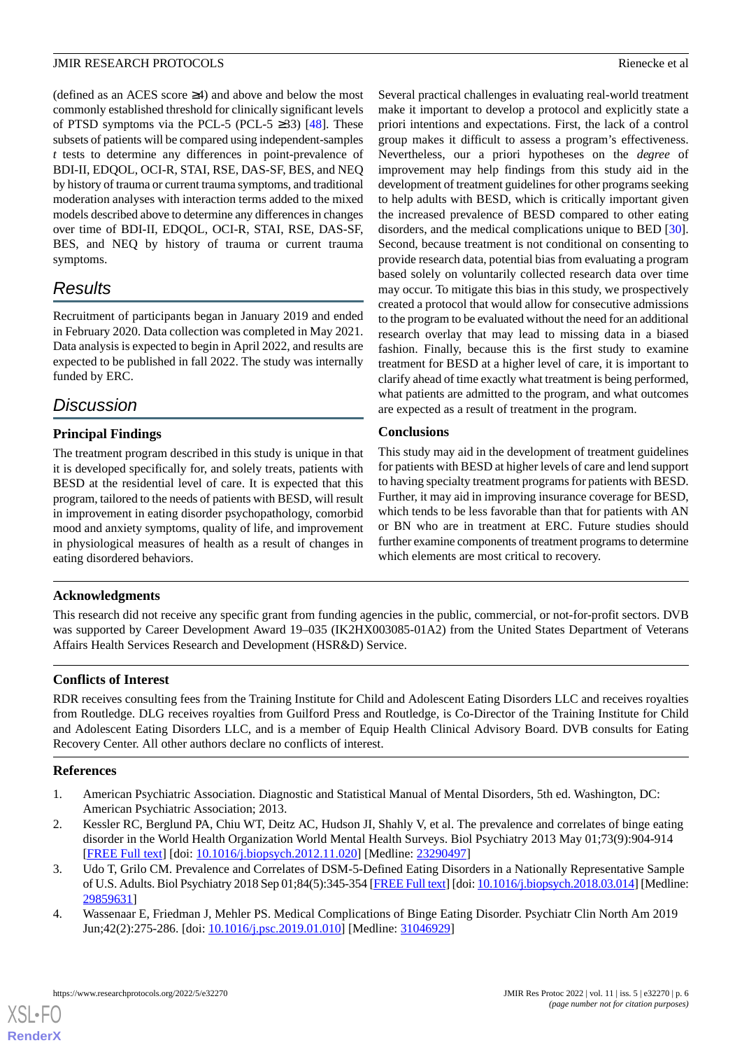(defined as an ACES score ≥4) and above and below the most commonly established threshold for clinically significant levels of PTSD symptoms via the PCL-5 (PCL-5 ≥33) [48]. These subsets of patients will be compared using independent-samples *t* tests to determine any differences in point-prevalence of BDI-II, EDQOL, OCI-R, STAI, RSE, DAS-SF, BES, and NEQ by history of trauma or current trauma symptoms, and traditional moderation analyses with interaction terms added to the mixed models described above to determine any differences in changes over time of BDI-II, EDQOL, OCI-R, STAI, RSE, DAS-SF, BES, and NEQ by history of trauma or current trauma symptoms.

## Results

Recruitment of participants began in January 2019 and ended in February 2020. Data collection was completed in May 2021. Data analysis is expected to begin in April 2022, and results are expected to be published in fall 2022. The study was internally funded by ERC.

## Discussion

### Principal Findings

The treatment program described in this study is unique in that it is developed specifically for, and solely treats, patients with BESD at the residential level of care. It is expected that this program, tailored to the needs of patients with BESD, will result in improvement in eating disorder psychopathology, comorbid mood and anxiety symptoms, quality of life, and improvement in physiological measures of health as a result of changes in eating disordered behaviors.

Several practical challenges in evaluating real-world treatment make it important to develop a protocol and explicitly state a priori intentions and expectations. First, the lack of a control group makes it difficult to assess a program's effectiveness. Nevertheless, our a priori hypotheses on the *degree* of improvement may help findings from this study aid in the development of treatment guidelines for other programs seeking to help adults with BESD, which is critically important given the increased prevalence of BESD compared to other eating disorders, and the medical complications unique to BED [30]. Second, because treatment is not conditional on consenting to provide research data, potential bias from evaluating a program based solely on voluntarily collected research data over time may occur. To mitigate this bias in this study, we prospectively created a protocol that would allow for consecutive admissions to the program to be evaluated without the need for an additional research overlay that may lead to missing data in a biased fashion. Finally, because this is the first study to examine treatment for BESD at a higher level of care, it is important to clarify ahead of time exactly what treatment is being performed, what patients are admitted to the program, and what outcomes are expected as a result of treatment in the program.

### Conclusions

This study may aid in the development of treatment guidelines for patients with BESD at higher levels of care and lend support to having specialty treatment programs for patients with BESD. Further, it may aid in improving insurance coverage for BESD, which tends to be less favorable than that for patients with AN or BN who are in treatment at ERC. Future studies should further examine components of treatment programs to determine which elements are most critical to recovery.

### Acknowledgments

This research did not receive any specific grant from funding agencies in the public, commercial, or not-for-profit sectors. DVB was supported by Career Development Award 19–035 (IK2HX003085-01A2) from the United States Department of Veterans Affairs Health Services Research and Development (HSR&D) Service.

### Conflicts of Interest

RDR receives consulting fees from the Training Institute for Child and Adolescent Eating Disorders LLC and receives royalties from Routledge. DLG receives royalties from Guilford Press and Routledge, is Co-Director of the Training Institute for Child and Adolescent Eating Disorders LLC, and is a member of Equip Health Clinical Advisory Board. DVB consults for Eating Recovery Center. All other authors declare no conflicts of interest.

### References

1. American Psychiatric Association. Diagnostic and Statistical Manual of Mental Disorders, 5th ed. Washington, DC: American Psychiatric Association; 2013.
2. Kessler RC, Berglund PA, Chiu WT, Deitz AC, Hudson JI, Shahly V, et al. The prevalence and correlates of binge eating disorder in the World Health Organization World Mental Health Surveys. Biol Psychiatry 2013 May 01;73(9):904-914 [FREE Full text] [doi: 10.1016/j.biopsych.2012.11.020] [Medline: 23290497]
3. Udo T, Grilo CM. Prevalence and Correlates of DSM-5-Defined Eating Disorders in a Nationally Representative Sample of U.S. Adults. Biol Psychiatry 2018 Sep 01;84(5):345-354 [FREE Full text] [doi: 10.1016/j.biopsych.2018.03.014] [Medline: 29859631]
4. Wassenaar E, Friedman J, Mehler PS. Medical Complications of Binge Eating Disorder. Psychiatr Clin North Am 2019 Jun;42(2):275-286. [doi: 10.1016/j.psc.2019.01.010] [Medline: 31046929]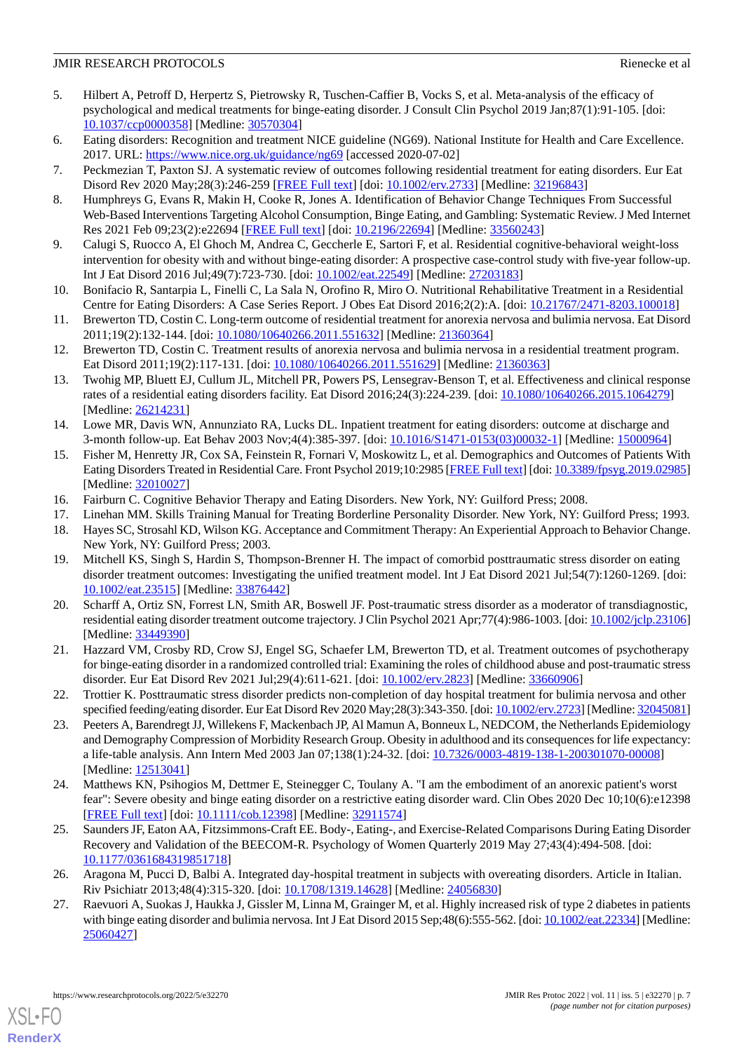5. Hilbert A, Petroff D, Herpertz S, Pietrowsky R, Tuschen-Caffier B, Vocks S, et al. Meta-analysis of the efficacy of psychological and medical treatments for binge-eating disorder. J Consult Clin Psychol 2019 Jan;87(1):91-105. [doi: 10.1037/ccp0000358] [Medline: 30570304]
6. Eating disorders: Recognition and treatment NICE guideline (NG69). National Institute for Health and Care Excellence. 2017. URL: https://www.nice.org.uk/guidance/ng69 [accessed 2020-07-02]
7. Peckmezian T, Paxton SJ. A systematic review of outcomes following residential treatment for eating disorders. Eur Eat Disord Rev 2020 May;28(3):246-259 [FREE Full text] [doi: 10.1002/erv.2733] [Medline: 32196843]
8. Humphreys G, Evans R, Makin H, Cooke R, Jones A. Identification of Behavior Change Techniques From Successful Web-Based Interventions Targeting Alcohol Consumption, Binge Eating, and Gambling: Systematic Review. J Med Internet Res 2021 Feb 09;23(2):e22694 [FREE Full text] [doi: 10.2196/22694] [Medline: 33560243]
9. Calugi S, Ruocco A, El Ghoch M, Andrea C, Geccherle E, Sartori F, et al. Residential cognitive-behavioral weight-loss intervention for obesity with and without binge-eating disorder: A prospective case-control study with five-year follow-up. Int J Eat Disord 2016 Jul;49(7):723-730. [doi: 10.1002/eat.22549] [Medline: 27203183]
10. Bonifacio R, Santarpia L, Finelli C, La Sala N, Orofino R, Miro O. Nutritional Rehabilitative Treatment in a Residential Centre for Eating Disorders: A Case Series Report. J Obes Eat Disord 2016;2(2):A. [doi: 10.21767/2471-8203.100018]
11. Brewerton TD, Costin C. Long-term outcome of residential treatment for anorexia nervosa and bulimia nervosa. Eat Disord 2011;19(2):132-144. [doi: 10.1080/10640266.2011.551632] [Medline: 21360364]
12. Brewerton TD, Costin C. Treatment results of anorexia nervosa and bulimia nervosa in a residential treatment program. Eat Disord 2011;19(2):117-131. [doi: 10.1080/10640266.2011.551629] [Medline: 21360363]
13. Twohig MP, Bluett EJ, Cullum JL, Mitchell PR, Powers PS, Lensegrav-Benson T, et al. Effectiveness and clinical response rates of a residential eating disorders facility. Eat Disord 2016;24(3):224-239. [doi: 10.1080/10640266.2015.1064279] [Medline: 26214231]
14. Lowe MR, Davis WN, Annunziato RA, Lucks DL. Inpatient treatment for eating disorders: outcome at discharge and 3-month follow-up. Eat Behav 2003 Nov;4(4):385-397. [doi: 10.1016/S1471-0153(03)00032-1] [Medline: 15000964]
15. Fisher M, Henretty JR, Cox SA, Feinstein R, Fornari V, Moskowitz L, et al. Demographics and Outcomes of Patients With Eating Disorders Treated in Residential Care. Front Psychol 2019;10:2985 [FREE Full text] [doi: 10.3389/fpsyg.2019.02985] [Medline: 32010027]
16. Fairburn C. Cognitive Behavior Therapy and Eating Disorders. New York, NY: Guilford Press; 2008.
17. Linehan MM. Skills Training Manual for Treating Borderline Personality Disorder. New York, NY: Guilford Press; 1993.
18. Hayes SC, Strosahl KD, Wilson KG. Acceptance and Commitment Therapy: An Experiential Approach to Behavior Change. New York, NY: Guilford Press; 2003.
19. Mitchell KS, Singh S, Hardin S, Thompson-Brenner H. The impact of comorbid posttraumatic stress disorder on eating disorder treatment outcomes: Investigating the unified treatment model. Int J Eat Disord 2021 Jul;54(7):1260-1269. [doi: 10.1002/eat.23515] [Medline: 33876442]
20. Scharff A, Ortiz SN, Forrest LN, Smith AR, Boswell JF. Post-traumatic stress disorder as a moderator of transdiagnostic, residential eating disorder treatment outcome trajectory. J Clin Psychol 2021 Apr;77(4):986-1003. [doi: 10.1002/jclp.23106] [Medline: 33449390]
21. Hazzard VM, Crosby RD, Crow SJ, Engel SG, Schaefer LM, Brewerton TD, et al. Treatment outcomes of psychotherapy for binge-eating disorder in a randomized controlled trial: Examining the roles of childhood abuse and post-traumatic stress disorder. Eur Eat Disord Rev 2021 Jul;29(4):611-621. [doi: 10.1002/erv.2823] [Medline: 33660906]
22. Trottier K. Posttraumatic stress disorder predicts non-completion of day hospital treatment for bulimia nervosa and other specified feeding/eating disorder. Eur Eat Disord Rev 2020 May;28(3):343-350. [doi: 10.1002/erv.2723] [Medline: 32045081]
23. Peeters A, Barendregt JJ, Willekens F, Mackenbach JP, Al Mamun A, Bonneux L, NEDCOM, the Netherlands Epidemiology and Demography Compression of Morbidity Research Group. Obesity in adulthood and its consequences for life expectancy: a life-table analysis. Ann Intern Med 2003 Jan 07;138(1):24-32. [doi: 10.7326/0003-4819-138-1-200301070-00008] [Medline: 12513041]
24. Matthews KN, Psihogios M, Dettmer E, Steinegger C, Toulany A. "I am the embodiment of an anorexic patient's worst fear": Severe obesity and binge eating disorder on a restrictive eating disorder ward. Clin Obes 2020 Dec 10;10(6):e12398 [FREE Full text] [doi: 10.1111/cob.12398] [Medline: 32911574]
25. Saunders JF, Eaton AA, Fitzsimmons-Craft EE. Body-, Eating-, and Exercise-Related Comparisons During Eating Disorder Recovery and Validation of the BEECOM-R. Psychology of Women Quarterly 2019 May 27;43(4):494-508. [doi: 10.1177/0361684319851718]
26. Aragona M, Pucci D, Balbi A. Integrated day-hospital treatment in subjects with overeating disorders. Article in Italian. Riv Psichiatr 2013;48(4):315-320. [doi: 10.1708/1319.14628] [Medline: 24056830]
27. Raevuori A, Suokas J, Haukka J, Gissler M, Linna M, Grainger M, et al. Highly increased risk of type 2 diabetes in patients with binge eating disorder and bulimia nervosa. Int J Eat Disord 2015 Sep;48(6):555-562. [doi: 10.1002/eat.22334] [Medline: 25060427]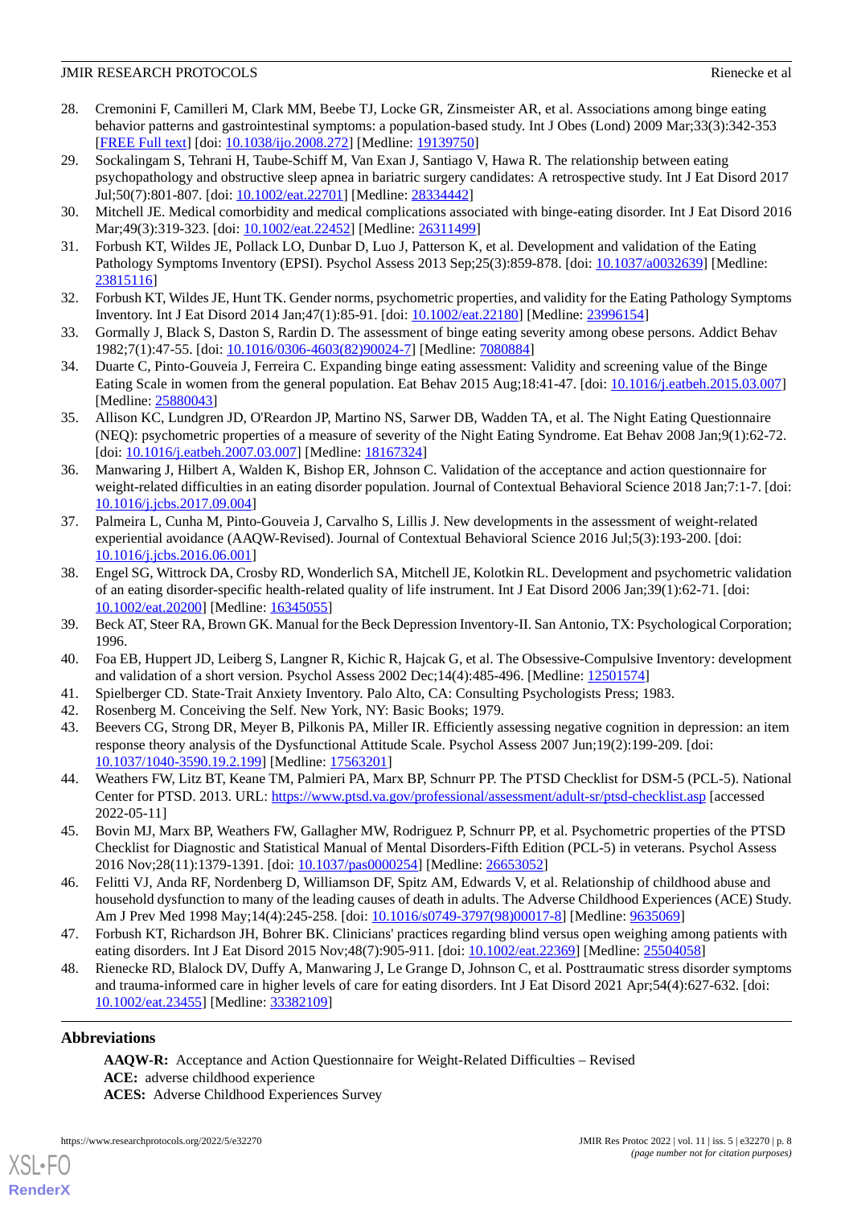28. Cremonini F, Camilleri M, Clark MM, Beebe TJ, Locke GR, Zinsmeister AR, et al. Associations among binge eating behavior patterns and gastrointestinal symptoms: a population-based study. Int J Obes (Lond) 2009 Mar;33(3):342-353 [FREE Full text] [doi: 10.1038/ijo.2008.272] [Medline: 19139750]
29. Sockalingam S, Tehrani H, Taube-Schiff M, Van Exan J, Santiago V, Hawa R. The relationship between eating psychopathology and obstructive sleep apnea in bariatric surgery candidates: A retrospective study. Int J Eat Disord 2017 Jul;50(7):801-807. [doi: 10.1002/eat.22701] [Medline: 28334442]
30. Mitchell JE. Medical comorbidity and medical complications associated with binge-eating disorder. Int J Eat Disord 2016 Mar;49(3):319-323. [doi: 10.1002/eat.22452] [Medline: 26311499]
31. Forbush KT, Wildes JE, Pollack LO, Dunbar D, Luo J, Patterson K, et al. Development and validation of the Eating Pathology Symptoms Inventory (EPSI). Psychol Assess 2013 Sep;25(3):859-878. [doi: 10.1037/a0032639] [Medline: 23815116]
32. Forbush KT, Wildes JE, Hunt TK. Gender norms, psychometric properties, and validity for the Eating Pathology Symptoms Inventory. Int J Eat Disord 2014 Jan;47(1):85-91. [doi: 10.1002/eat.22180] [Medline: 23996154]
33. Gormally J, Black S, Daston S, Rardin D. The assessment of binge eating severity among obese persons. Addict Behav 1982;7(1):47-55. [doi: 10.1016/0306-4603(82)90024-7] [Medline: 7080884]
34. Duarte C, Pinto-Gouveia J, Ferreira C. Expanding binge eating assessment: Validity and screening value of the Binge Eating Scale in women from the general population. Eat Behav 2015 Aug;18:41-47. [doi: 10.1016/j.eatbeh.2015.03.007] [Medline: 25880043]
35. Allison KC, Lundgren JD, O'Reardon JP, Martino NS, Sarwer DB, Wadden TA, et al. The Night Eating Questionnaire (NEQ): psychometric properties of a measure of severity of the Night Eating Syndrome. Eat Behav 2008 Jan;9(1):62-72. [doi: 10.1016/j.eatbeh.2007.03.007] [Medline: 18167324]
36. Manwaring J, Hilbert A, Walden K, Bishop ER, Johnson C. Validation of the acceptance and action questionnaire for weight-related difficulties in an eating disorder population. Journal of Contextual Behavioral Science 2018 Jan;7:1-7. [doi: 10.1016/j.jcbs.2017.09.004]
37. Palmeira L, Cunha M, Pinto-Gouveia J, Carvalho S, Lillis J. New developments in the assessment of weight-related experiential avoidance (AAQW-Revised). Journal of Contextual Behavioral Science 2016 Jul;5(3):193-200. [doi: 10.1016/j.jcbs.2016.06.001]
38. Engel SG, Wittrock DA, Crosby RD, Wonderlich SA, Mitchell JE, Kolotkin RL. Development and psychometric validation of an eating disorder-specific health-related quality of life instrument. Int J Eat Disord 2006 Jan;39(1):62-71. [doi: 10.1002/eat.20200] [Medline: 16345055]
39. Beck AT, Steer RA, Brown GK. Manual for the Beck Depression Inventory-II. San Antonio, TX: Psychological Corporation; 1996.
40. Foa EB, Huppert JD, Leiberg S, Langner R, Kichic R, Hajcak G, et al. The Obsessive-Compulsive Inventory: development and validation of a short version. Psychol Assess 2002 Dec;14(4):485-496. [Medline: 12501574]
41. Spielberger CD. State-Trait Anxiety Inventory. Palo Alto, CA: Consulting Psychologists Press; 1983.
42. Rosenberg M. Conceiving the Self. New York, NY: Basic Books; 1979.
43. Beevers CG, Strong DR, Meyer B, Pilkonis PA, Miller IR. Efficiently assessing negative cognition in depression: an item response theory analysis of the Dysfunctional Attitude Scale. Psychol Assess 2007 Jun;19(2):199-209. [doi: 10.1037/1040-3590.19.2.199] [Medline: 17563201]
44. Weathers FW, Litz BT, Keane TM, Palmieri PA, Marx BP, Schnurr PP. The PTSD Checklist for DSM-5 (PCL-5). National Center for PTSD. 2013. URL: https://www.ptsd.va.gov/professional/assessment/adult-sr/ptsd-checklist.asp [accessed 2022-05-11]
45. Bovin MJ, Marx BP, Weathers FW, Gallagher MW, Rodriguez P, Schnurr PP, et al. Psychometric properties of the PTSD Checklist for Diagnostic and Statistical Manual of Mental Disorders-Fifth Edition (PCL-5) in veterans. Psychol Assess 2016 Nov;28(11):1379-1391. [doi: 10.1037/pas0000254] [Medline: 26653052]
46. Felitti VJ, Anda RF, Nordenberg D, Williamson DF, Spitz AM, Edwards V, et al. Relationship of childhood abuse and household dysfunction to many of the leading causes of death in adults. The Adverse Childhood Experiences (ACE) Study. Am J Prev Med 1998 May;14(4):245-258. [doi: 10.1016/s0749-3797(98)00017-8] [Medline: 9635069]
47. Forbush KT, Richardson JH, Bohrer BK. Clinicians' practices regarding blind versus open weighing among patients with eating disorders. Int J Eat Disord 2015 Nov;48(7):905-911. [doi: 10.1002/eat.22369] [Medline: 25504058]
48. Rienecke RD, Blalock DV, Duffy A, Manwaring J, Le Grange D, Johnson C, et al. Posttraumatic stress disorder symptoms and trauma-informed care in higher levels of care for eating disorders. Int J Eat Disord 2021 Apr;54(4):627-632. [doi: 10.1002/eat.23455] [Medline: 33382109]

## Abbreviations

**AAQW-R:** Acceptance and Action Questionnaire for Weight-Related Difficulties – Revised
**ACE:** adverse childhood experience
**ACES:** Adverse Childhood Experiences Survey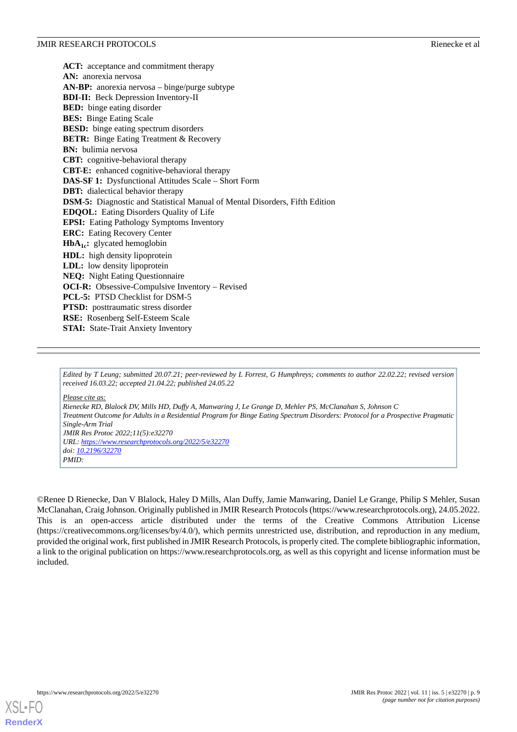**ACT:** acceptance and commitment therapy
**AN:** anorexia nervosa
**AN-BP:** anorexia nervosa – binge/purge subtype
**BDI-II:** Beck Depression Inventory-II
**BED:** binge eating disorder
**BES:** Binge Eating Scale
**BESD:** binge eating spectrum disorders
**BETR:** Binge Eating Treatment & Recovery
**BN:** bulimia nervosa
**CBT:** cognitive-behavioral therapy
**CBT-E:** enhanced cognitive-behavioral therapy
**DAS-SF 1:** Dysfunctional Attitudes Scale – Short Form
**DBT:** dialectical behavior therapy
**DSM-5:** Diagnostic and Statistical Manual of Mental Disorders, Fifth Edition
**EDQOL:** Eating Disorders Quality of Life
**EPSI:** Eating Pathology Symptoms Inventory
**ERC:** Eating Recovery Center
**$HbA_{1c}$:** glycated hemoglobin
**HDL:** high density lipoprotein
**LDL:** low density lipoprotein
**NEQ:** Night Eating Questionnaire
**OCI-R:** Obsessive-Compulsive Inventory – Revised
**PCL-5:** PTSD Checklist for DSM-5
**PTSD:** posttraumatic stress disorder
**RSE:** Rosenberg Self-Esteem Scale
**STAI:** State-Trait Anxiety Inventory

---

*Edited by T Leung; submitted 20.07.21; peer-reviewed by L Forrest, G Humphreys; comments to author 22.02.22; revised version received 16.03.22; accepted 21.04.22; published 24.05.22*

*Please cite as:*
*Rienecke RD, Blalock DV, Mills HD, Duffy A, Manwaring J, Le Grange D, Mehler PS, McClanahan S, Johnson C*
*Treatment Outcome for Adults in a Residential Program for Binge Eating Spectrum Disorders: Protocol for a Prospective Pragmatic Single-Arm Trial*
*JMIR Res Protoc 2022;11(5):e32270*
*URL: https://www.researchprotocols.org/2022/5/e32270*
*doi: 10.2196/32270*
*PMID:*

©Renee D Rienecke, Dan V Blalock, Haley D Mills, Alan Duffy, Jamie Manwaring, Daniel Le Grange, Philip S Mehler, Susan McClanahan, Craig Johnson. Originally published in JMIR Research Protocols (https://www.researchprotocols.org), 24.05.2022. This is an open-access article distributed under the terms of the Creative Commons Attribution License (https://creativecommons.org/licenses/by/4.0/), which permits unrestricted use, distribution, and reproduction in any medium, provided the original work, first published in JMIR Research Protocols, is properly cited. The complete bibliographic information, a link to the original publication on https://www.researchprotocols.org, as well as this copyright and license information must be included.